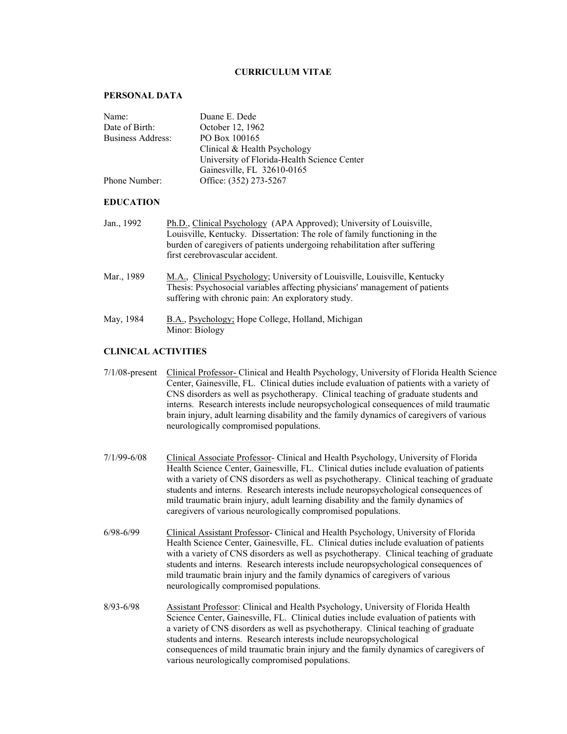# CURRICULUM VITAE

## PERSONAL DATA

| | |
|---|---|
| Name: | Duane E. Dede |
| Date of Birth: | October 12, 1962 |
| Business Address: | PO Box 100165<br>Clinical & Health Psychology<br>University of Florida-Health Science Center<br>Gainesville, FL 32610-0165 |
| Phone Number: | Office: (352) 273-5267 |

## EDUCATION

Jan., 1992 — Ph.D., Clinical Psychology (APA Approved); University of Louisville, Louisville, Kentucky. Dissertation: The role of family functioning in the burden of caregivers of patients undergoing rehabilitation after suffering first cerebrovascular accident.

Mar., 1989 — M.A., Clinical Psychology; University of Louisville, Louisville, Kentucky Thesis: Psychosocial variables affecting physicians' management of patients suffering with chronic pain: An exploratory study.

May, 1984 — B.A., Psychology; Hope College, Holland, Michigan Minor: Biology

## CLINICAL ACTIVITIES

7/1/08-present — Clinical Professor- Clinical and Health Psychology, University of Florida Health Science Center, Gainesville, FL. Clinical duties include evaluation of patients with a variety of CNS disorders as well as psychotherapy. Clinical teaching of graduate students and interns. Research interests include neuropsychological consequences of mild traumatic brain injury, adult learning disability and the family dynamics of caregivers of various neurologically compromised populations.

7/1/99-6/08 — Clinical Associate Professor- Clinical and Health Psychology, University of Florida Health Science Center, Gainesville, FL. Clinical duties include evaluation of patients with a variety of CNS disorders as well as psychotherapy. Clinical teaching of graduate students and interns. Research interests include neuropsychological consequences of mild traumatic brain injury, adult learning disability and the family dynamics of caregivers of various neurologically compromised populations.

6/98-6/99 — Clinical Assistant Professor- Clinical and Health Psychology, University of Florida Health Science Center, Gainesville, FL. Clinical duties include evaluation of patients with a variety of CNS disorders as well as psychotherapy. Clinical teaching of graduate students and interns. Research interests include neuropsychological consequences of mild traumatic brain injury and the family dynamics of caregivers of various neurologically compromised populations.

8/93-6/98 — Assistant Professor: Clinical and Health Psychology, University of Florida Health Science Center, Gainesville, FL. Clinical duties include evaluation of patients with a variety of CNS disorders as well as psychotherapy. Clinical teaching of graduate students and interns. Research interests include neuropsychological consequences of mild traumatic brain injury and the family dynamics of caregivers of various neurologically compromised populations.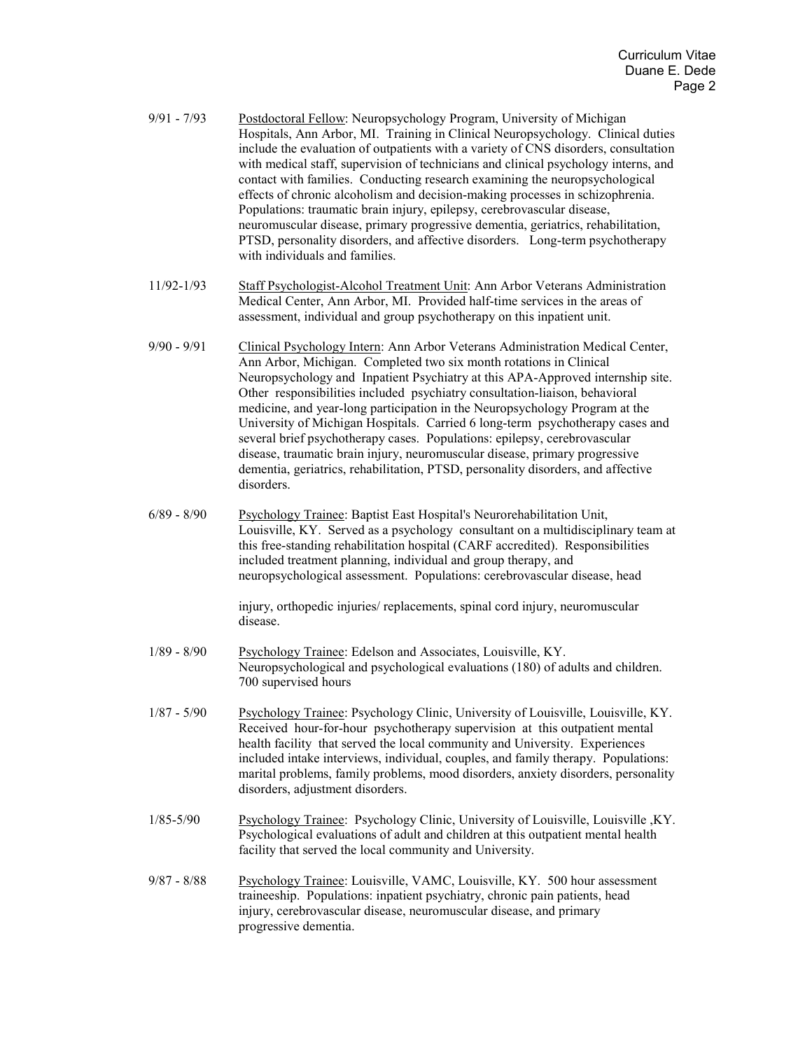9/91 - 7/93 <u>Postdoctoral Fellow</u>: Neuropsychology Program, University of Michigan Hospitals, Ann Arbor, MI. Training in Clinical Neuropsychology. Clinical duties include the evaluation of outpatients with a variety of CNS disorders, consultation with medical staff, supervision of technicians and clinical psychology interns, and contact with families. Conducting research examining the neuropsychological effects of chronic alcoholism and decision-making processes in schizophrenia. Populations: traumatic brain injury, epilepsy, cerebrovascular disease, neuromuscular disease, primary progressive dementia, geriatrics, rehabilitation, PTSD, personality disorders, and affective disorders. Long-term psychotherapy with individuals and families.

11/92-1/93 <u>Staff Psychologist-Alcohol Treatment Unit</u>: Ann Arbor Veterans Administration Medical Center, Ann Arbor, MI. Provided half-time services in the areas of assessment, individual and group psychotherapy on this inpatient unit.

9/90 - 9/91 <u>Clinical Psychology Intern</u>: Ann Arbor Veterans Administration Medical Center, Ann Arbor, Michigan. Completed two six month rotations in Clinical Neuropsychology and Inpatient Psychiatry at this APA-Approved internship site. Other responsibilities included psychiatry consultation-liaison, behavioral medicine, and year-long participation in the Neuropsychology Program at the University of Michigan Hospitals. Carried 6 long-term psychotherapy cases and several brief psychotherapy cases. Populations: epilepsy, cerebrovascular disease, traumatic brain injury, neuromuscular disease, primary progressive dementia, geriatrics, rehabilitation, PTSD, personality disorders, and affective disorders.

6/89 - 8/90 <u>Psychology Trainee</u>: Baptist East Hospital's Neurorehabilitation Unit, Louisville, KY. Served as a psychology consultant on a multidisciplinary team at this free-standing rehabilitation hospital (CARF accredited). Responsibilities included treatment planning, individual and group therapy, and neuropsychological assessment. Populations: cerebrovascular disease, head injury, orthopedic injuries/ replacements, spinal cord injury, neuromuscular disease.

1/89 - 8/90 <u>Psychology Trainee</u>: Edelson and Associates, Louisville, KY. Neuropsychological and psychological evaluations (180) of adults and children. 700 supervised hours

1/87 - 5/90 <u>Psychology Trainee</u>: Psychology Clinic, University of Louisville, Louisville, KY. Received hour-for-hour psychotherapy supervision at this outpatient mental health facility that served the local community and University. Experiences included intake interviews, individual, couples, and family therapy. Populations: marital problems, family problems, mood disorders, anxiety disorders, personality disorders, adjustment disorders.

1/85-5/90 <u>Psychology Trainee</u>: Psychology Clinic, University of Louisville, Louisville ,KY. Psychological evaluations of adult and children at this outpatient mental health facility that served the local community and University.

9/87 - 8/88 <u>Psychology Trainee</u>: Louisville, VAMC, Louisville, KY. 500 hour assessment traineeship. Populations: inpatient psychiatry, chronic pain patients, head injury, cerebrovascular disease, neuromuscular disease, and primary progressive dementia.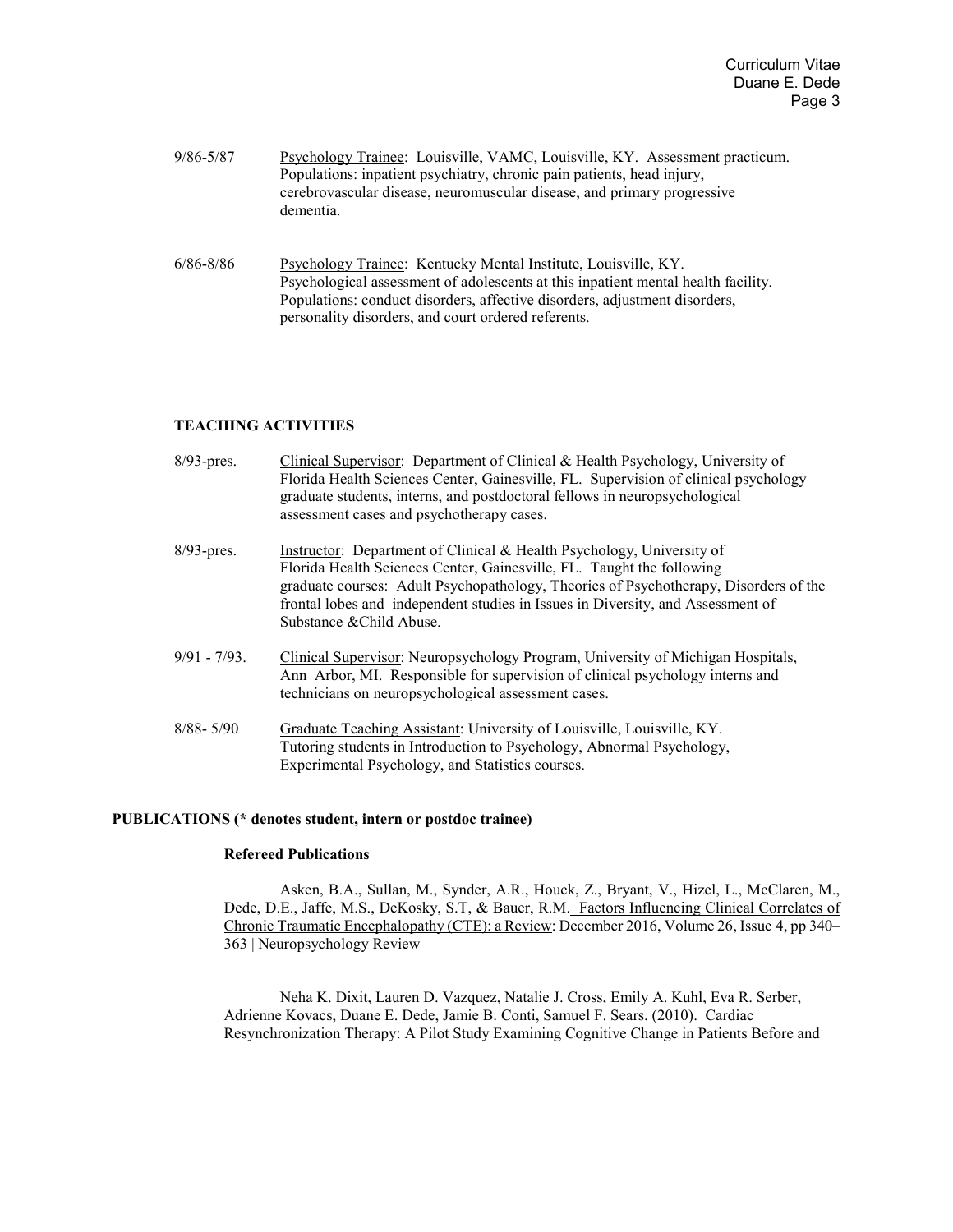9/86-5/87 Psychology Trainee: Louisville, VAMC, Louisville, KY. Assessment practicum. Populations: inpatient psychiatry, chronic pain patients, head injury, cerebrovascular disease, neuromuscular disease, and primary progressive dementia.

6/86-8/86 Psychology Trainee: Kentucky Mental Institute, Louisville, KY. Psychological assessment of adolescents at this inpatient mental health facility. Populations: conduct disorders, affective disorders, adjustment disorders, personality disorders, and court ordered referents.

## TEACHING ACTIVITIES

8/93-pres. Clinical Supervisor: Department of Clinical & Health Psychology, University of Florida Health Sciences Center, Gainesville, FL. Supervision of clinical psychology graduate students, interns, and postdoctoral fellows in neuropsychological assessment cases and psychotherapy cases.

8/93-pres. Instructor: Department of Clinical & Health Psychology, University of Florida Health Sciences Center, Gainesville, FL. Taught the following graduate courses: Adult Psychopathology, Theories of Psychotherapy, Disorders of the frontal lobes and independent studies in Issues in Diversity, and Assessment of Substance &Child Abuse.

9/91 - 7/93. Clinical Supervisor: Neuropsychology Program, University of Michigan Hospitals, Ann Arbor, MI. Responsible for supervision of clinical psychology interns and technicians on neuropsychological assessment cases.

8/88- 5/90 Graduate Teaching Assistant: University of Louisville, Louisville, KY. Tutoring students in Introduction to Psychology, Abnormal Psychology, Experimental Psychology, and Statistics courses.

## PUBLICATIONS (* denotes student, intern or postdoc trainee)

### Refereed Publications

Asken, B.A., Sullan, M., Synder, A.R., Houck, Z., Bryant, V., Hizel, L., McClaren, M., Dede, D.E., Jaffe, M.S., DeKosky, S.T, & Bauer, R.M. Factors Influencing Clinical Correlates of Chronic Traumatic Encephalopathy (CTE): a Review: December 2016, Volume 26, Issue 4, pp 340–363 | Neuropsychology Review

Neha K. Dixit, Lauren D. Vazquez, Natalie J. Cross, Emily A. Kuhl, Eva R. Serber, Adrienne Kovacs, Duane E. Dede, Jamie B. Conti, Samuel F. Sears. (2010). Cardiac Resynchronization Therapy: A Pilot Study Examining Cognitive Change in Patients Before and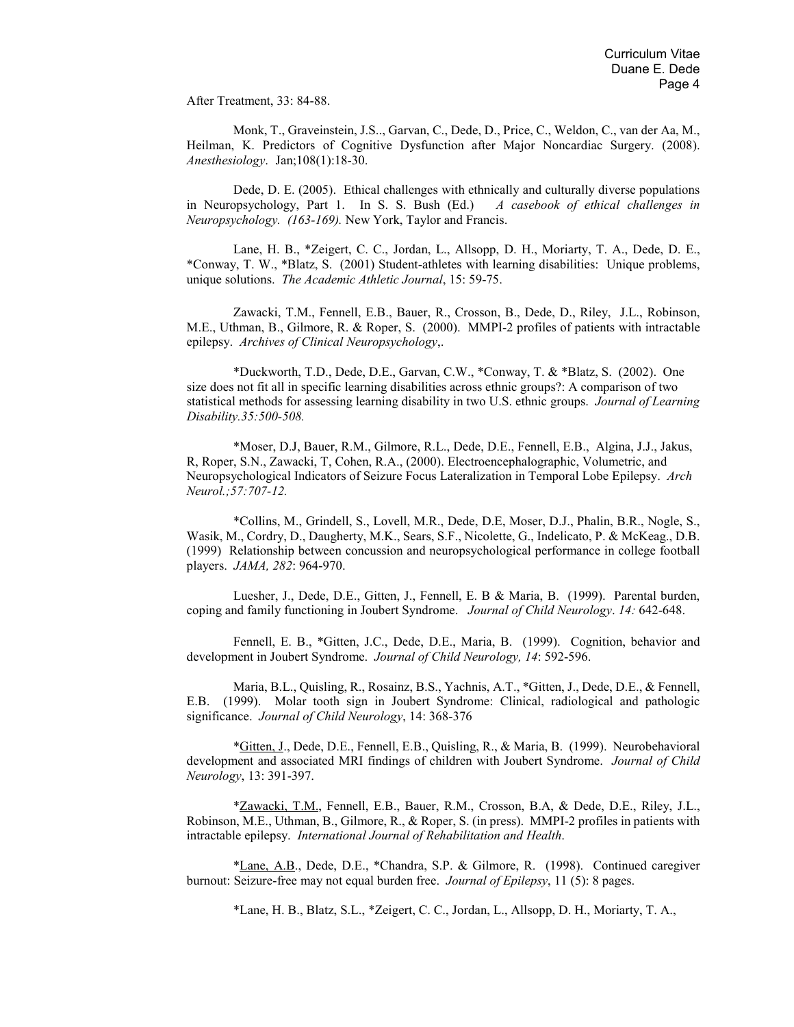After Treatment, 33: 84-88.

Monk, T., Graveinstein, J.S.., Garvan, C., Dede, D., Price, C., Weldon, C., van der Aa, M., Heilman, K. Predictors of Cognitive Dysfunction after Major Noncardiac Surgery. (2008). *Anesthesiology*. Jan;108(1):18-30.

Dede, D. E. (2005). Ethical challenges with ethnically and culturally diverse populations in Neuropsychology, Part 1. In S. S. Bush (Ed.) *A casebook of ethical challenges in Neuropsychology. (163-169).* New York, Taylor and Francis.

Lane, H. B., *Zeigert, C. C., Jordan, L., Allsopp, D. H., Moriarty, T. A., Dede, D. E., *Conway, T. W., *Blatz, S. (2001) Student-athletes with learning disabilities: Unique problems, unique solutions. *The Academic Athletic Journal*, 15: 59-75.

Zawacki, T.M., Fennell, E.B., Bauer, R., Crosson, B., Dede, D., Riley, J.L., Robinson, M.E., Uthman, B., Gilmore, R. & Roper, S. (2000). MMPI-2 profiles of patients with intractable epilepsy. *Archives of Clinical Neuropsychology*,.

*Duckworth, T.D., Dede, D.E., Garvan, C.W., *Conway, T. & *Blatz, S. (2002). One size does not fit all in specific learning disabilities across ethnic groups?: A comparison of two statistical methods for assessing learning disability in two U.S. ethnic groups. *Journal of Learning Disability.35:500-508.*

*Moser, D.J, Bauer, R.M., Gilmore, R.L., Dede, D.E., Fennell, E.B., Algina, J.J., Jakus, R, Roper, S.N., Zawacki, T, Cohen, R.A., (2000). Electroencephalographic, Volumetric, and Neuropsychological Indicators of Seizure Focus Lateralization in Temporal Lobe Epilepsy. *Arch Neurol.;57:707-12.*

*Collins, M., Grindell, S., Lovell, M.R., Dede, D.E, Moser, D.J., Phalin, B.R., Nogle, S., Wasik, M., Cordry, D., Daugherty, M.K., Sears, S.F., Nicolette, G., Indelicato, P. & McKeag., D.B. (1999) Relationship between concussion and neuropsychological performance in college football players. *JAMA, 282*: 964-970.

Luesher, J., Dede, D.E., Gitten, J., Fennell, E. B & Maria, B. (1999). Parental burden, coping and family functioning in Joubert Syndrome. *Journal of Child Neurology*. *14:* 642-648.

Fennell, E. B., *Gitten, J.C., Dede, D.E., Maria, B. (1999). Cognition, behavior and development in Joubert Syndrome. *Journal of Child Neurology, 14*: 592-596.

Maria, B.L., Quisling, R., Rosainz, B.S., Yachnis, A.T., *Gitten, J., Dede, D.E., & Fennell, E.B. (1999). Molar tooth sign in Joubert Syndrome: Clinical, radiological and pathologic significance. *Journal of Child Neurology*, 14: 368-376

*<u>Gitten, J</u>., Dede, D.E., Fennell, E.B., Quisling, R., & Maria, B. (1999). Neurobehavioral development and associated MRI findings of children with Joubert Syndrome. *Journal of Child Neurology*, 13: 391-397.

*<u>Zawacki, T.M.</u>, Fennell, E.B., Bauer, R.M., Crosson, B.A, & Dede, D.E., Riley, J.L., Robinson, M.E., Uthman, B., Gilmore, R., & Roper, S. (in press). MMPI-2 profiles in patients with intractable epilepsy. *International Journal of Rehabilitation and Health*.

*<u>Lane, A.B</u>., Dede, D.E., *Chandra, S.P. & Gilmore, R. (1998). Continued caregiver burnout: Seizure-free may not equal burden free. *Journal of Epilepsy*, 11 (5): 8 pages.

*Lane, H. B., Blatz, S.L., *Zeigert, C. C., Jordan, L., Allsopp, D. H., Moriarty, T. A.,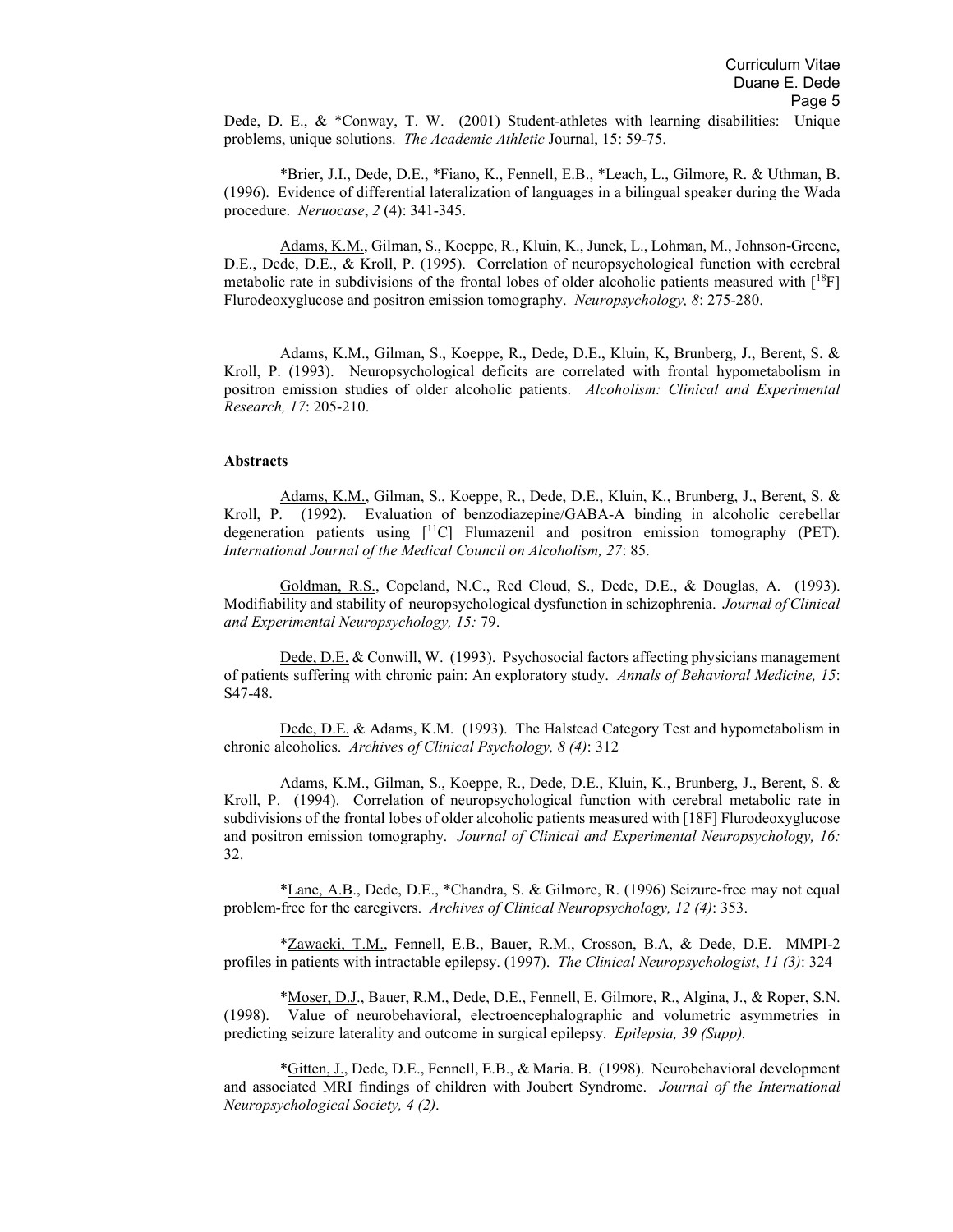Dede, D. E., & *Conway, T. W. (2001) Student-athletes with learning disabilities: Unique problems, unique solutions. *The Academic Athletic* Journal, 15: 59-75.

*<u>Brier, J.I.</u>, Dede, D.E., *Fiano, K., Fennell, E.B., *Leach, L., Gilmore, R. & Uthman, B. (1996). Evidence of differential lateralization of languages in a bilingual speaker during the Wada procedure. *Neruocase*, *2* (4): 341-345.

<u>Adams, K.M.</u>, Gilman, S., Koeppe, R., Kluin, K., Junck, L., Lohman, M., Johnson-Greene, D.E., Dede, D.E., & Kroll, P. (1995). Correlation of neuropsychological function with cerebral metabolic rate in subdivisions of the frontal lobes of older alcoholic patients measured with [$^{18}$F] Flurodeoxyglucose and positron emission tomography. *Neuropsychology, 8*: 275-280.

<u>Adams, K.M.</u>, Gilman, S., Koeppe, R., Dede, D.E., Kluin, K, Brunberg, J., Berent, S. & Kroll, P. (1993). Neuropsychological deficits are correlated with frontal hypometabolism in positron emission studies of older alcoholic patients. *Alcoholism: Clinical and Experimental Research, 17*: 205-210.

**Abstracts**

<u>Adams, K.M.</u>, Gilman, S., Koeppe, R., Dede, D.E., Kluin, K., Brunberg, J., Berent, S. & Kroll, P. (1992). Evaluation of benzodiazepine/GABA-A binding in alcoholic cerebellar degeneration patients using [$^{11}$C] Flumazenil and positron emission tomography (PET). *International Journal of the Medical Council on Alcoholism, 27*: 85.

<u>Goldman, R.S.</u>, Copeland, N.C., Red Cloud, S., Dede, D.E., & Douglas, A. (1993). Modifiability and stability of neuropsychological dysfunction in schizophrenia. *Journal of Clinical and Experimental Neuropsychology, 15:* 79.

<u>Dede, D.E.</u> & Conwill, W. (1993). Psychosocial factors affecting physicians management of patients suffering with chronic pain: An exploratory study. *Annals of Behavioral Medicine, 15*: S47-48.

<u>Dede, D.E.</u> & Adams, K.M. (1993). The Halstead Category Test and hypometabolism in chronic alcoholics. *Archives of Clinical Psychology, 8 (4)*: 312

Adams, K.M., Gilman, S., Koeppe, R., Dede, D.E., Kluin, K., Brunberg, J., Berent, S. & Kroll, P. (1994). Correlation of neuropsychological function with cerebral metabolic rate in subdivisions of the frontal lobes of older alcoholic patients measured with [18F] Flurodeoxyglucose and positron emission tomography. *Journal of Clinical and Experimental Neuropsychology, 16:* 32.

*<u>Lane, A.B.</u>, Dede, D.E., *Chandra, S. & Gilmore, R. (1996) Seizure-free may not equal problem-free for the caregivers. *Archives of Clinical Neuropsychology, 12 (4)*: 353.

*<u>Zawacki, T.M.</u>, Fennell, E.B., Bauer, R.M., Crosson, B.A, & Dede, D.E. MMPI-2 profiles in patients with intractable epilepsy. (1997). *The Clinical Neuropsychologist*, *11 (3)*: 324

*<u>Moser, D.J.</u>, Bauer, R.M., Dede, D.E., Fennell, E. Gilmore, R., Algina, J., & Roper, S.N. (1998). Value of neurobehavioral, electroencephalographic and volumetric asymmetries in predicting seizure laterality and outcome in surgical epilepsy. *Epilepsia, 39 (Supp).*

*<u>Gitten, J.</u>, Dede, D.E., Fennell, E.B., & Maria. B. (1998). Neurobehavioral development and associated MRI findings of children with Joubert Syndrome. *Journal of the International Neuropsychological Society, 4 (2)*.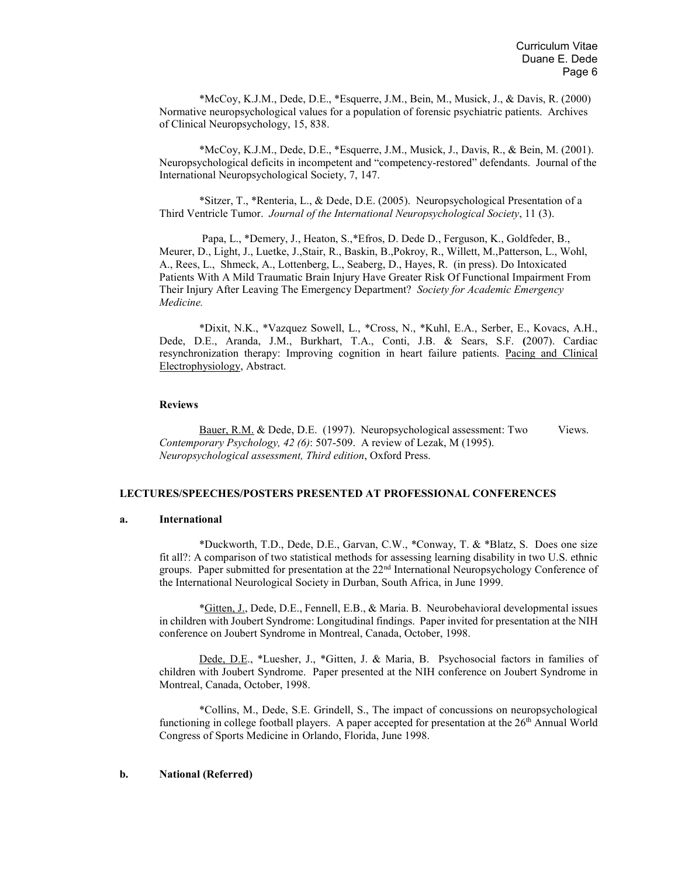*McCoy, K.J.M., Dede, D.E., *Esquerre, J.M., Bein, M., Musick, J., & Davis, R. (2000) Normative neuropsychological values for a population of forensic psychiatric patients. Archives of Clinical Neuropsychology, 15, 838.

*McCoy, K.J.M., Dede, D.E., *Esquerre, J.M., Musick, J., Davis, R., & Bein, M. (2001). Neuropsychological deficits in incompetent and "competency-restored" defendants. Journal of the International Neuropsychological Society, 7, 147.

*Sitzer, T., *Renteria, L., & Dede, D.E. (2005). Neuropsychological Presentation of a Third Ventricle Tumor. *Journal of the International Neuropsychological Society*, 11 (3).

Papa, L., *Demery, J., Heaton, S.,*Efros, D. Dede D., Ferguson, K., Goldfeder, B., Meurer, D., Light, J., Luetke, J.,Stair, R., Baskin, B.,Pokroy, R., Willett, M.,Patterson, L., Wohl, A., Rees, L., Shmeck, A., Lottenberg, L., Seaberg, D., Hayes, R. (in press). Do Intoxicated Patients With A Mild Traumatic Brain Injury Have Greater Risk Of Functional Impairment From Their Injury After Leaving The Emergency Department? *Society for Academic Emergency Medicine.*

*Dixit, N.K., *Vazquez Sowell, L., *Cross, N., *Kuhl, E.A., Serber, E., Kovacs, A.H., Dede, D.E., Aranda, J.M., Burkhart, T.A., Conti, J.B. & Sears, S.F. (2007). Cardiac resynchronization therapy: Improving cognition in heart failure patients. Pacing and Clinical Electrophysiology, Abstract.

**Reviews**

Bauer, R.M. & Dede, D.E. (1997). Neuropsychological assessment: Two Views. *Contemporary Psychology, 42 (6)*: 507-509. A review of Lezak, M (1995). *Neuropsychological assessment, Third edition*, Oxford Press.

## LECTURES/SPEECHES/POSTERS PRESENTED AT PROFESSIONAL CONFERENCES

### a. International

*Duckworth, T.D., Dede, D.E., Garvan, C.W., *Conway, T. & *Blatz, S. Does one size fit all?: A comparison of two statistical methods for assessing learning disability in two U.S. ethnic groups. Paper submitted for presentation at the 22nd International Neuropsychology Conference of the International Neurological Society in Durban, South Africa, in June 1999.

*Gitten, J., Dede, D.E., Fennell, E.B., & Maria. B. Neurobehavioral developmental issues in children with Joubert Syndrome: Longitudinal findings. Paper invited for presentation at the NIH conference on Joubert Syndrome in Montreal, Canada, October, 1998.

Dede, D.E., *Luesher, J., *Gitten, J. & Maria, B. Psychosocial factors in families of children with Joubert Syndrome. Paper presented at the NIH conference on Joubert Syndrome in Montreal, Canada, October, 1998.

*Collins, M., Dede, S.E. Grindell, S., The impact of concussions on neuropsychological functioning in college football players. A paper accepted for presentation at the 26th Annual World Congress of Sports Medicine in Orlando, Florida, June 1998.

### b. National (Referred)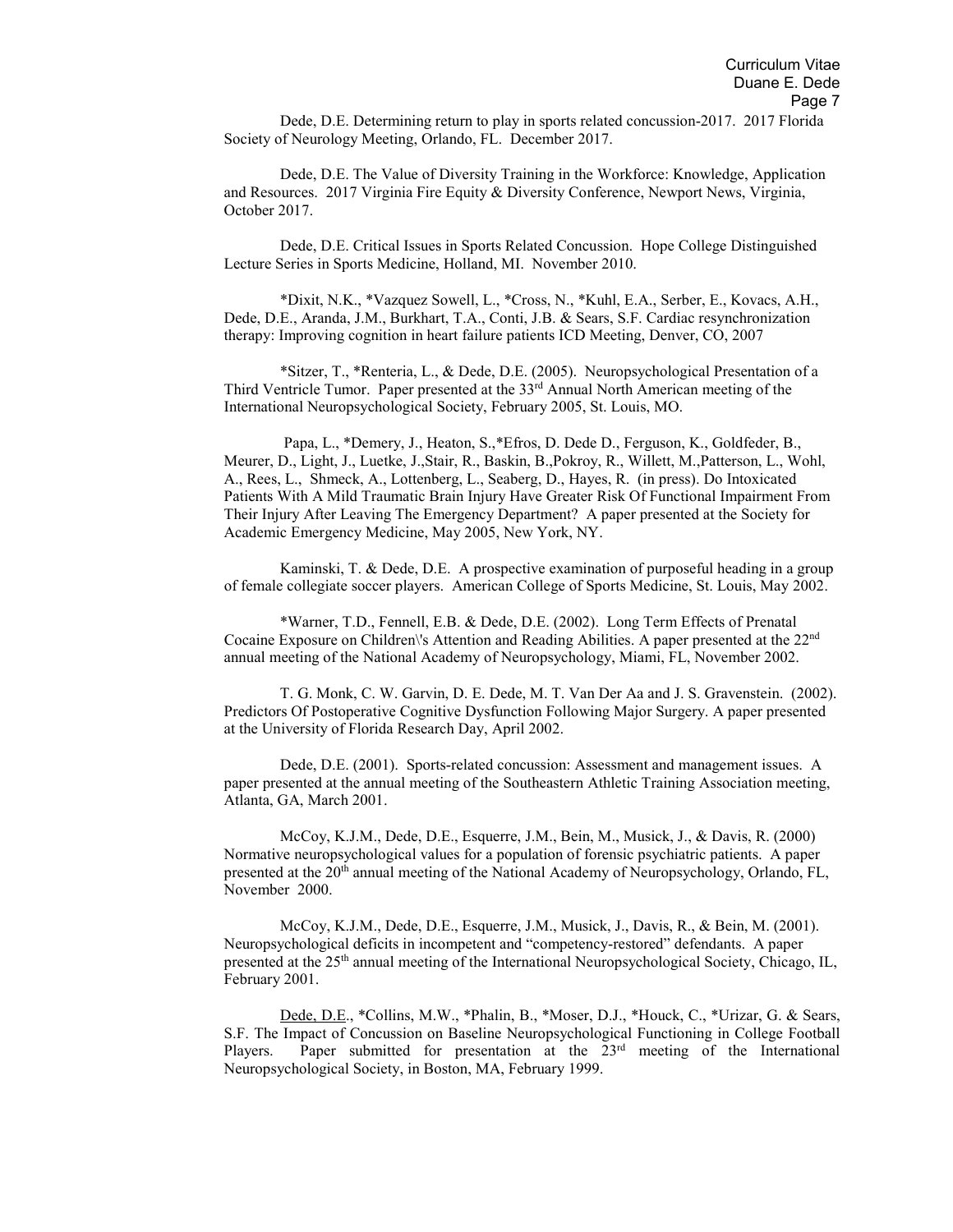Dede, D.E. Determining return to play in sports related concussion-2017. 2017 Florida Society of Neurology Meeting, Orlando, FL. December 2017.

Dede, D.E. The Value of Diversity Training in the Workforce: Knowledge, Application and Resources. 2017 Virginia Fire Equity & Diversity Conference, Newport News, Virginia, October 2017.

Dede, D.E. Critical Issues in Sports Related Concussion. Hope College Distinguished Lecture Series in Sports Medicine, Holland, MI. November 2010.

*Dixit, N.K., *Vazquez Sowell, L., *Cross, N., *Kuhl, E.A., Serber, E., Kovacs, A.H., Dede, D.E., Aranda, J.M., Burkhart, T.A., Conti, J.B. & Sears, S.F. Cardiac resynchronization therapy: Improving cognition in heart failure patients ICD Meeting, Denver, CO, 2007

*Sitzer, T., *Renteria, L., & Dede, D.E. (2005). Neuropsychological Presentation of a Third Ventricle Tumor. Paper presented at the 33rd Annual North American meeting of the International Neuropsychological Society, February 2005, St. Louis, MO.

Papa, L., *Demery, J., Heaton, S.,*Efros, D. Dede D., Ferguson, K., Goldfeder, B., Meurer, D., Light, J., Luetke, J.,Stair, R., Baskin, B.,Pokroy, R., Willett, M.,Patterson, L., Wohl, A., Rees, L., Shmeck, A., Lottenberg, L., Seaberg, D., Hayes, R. (in press). Do Intoxicated Patients With A Mild Traumatic Brain Injury Have Greater Risk Of Functional Impairment From Their Injury After Leaving The Emergency Department? A paper presented at the Society for Academic Emergency Medicine, May 2005, New York, NY.

Kaminski, T. & Dede, D.E. A prospective examination of purposeful heading in a group of female collegiate soccer players. American College of Sports Medicine, St. Louis, May 2002.

*Warner, T.D., Fennell, E.B. & Dede, D.E. (2002). Long Term Effects of Prenatal Cocaine Exposure on Children\'s Attention and Reading Abilities. A paper presented at the 22nd annual meeting of the National Academy of Neuropsychology, Miami, FL, November 2002.

T. G. Monk, C. W. Garvin, D. E. Dede, M. T. Van Der Aa and J. S. Gravenstein. (2002). Predictors Of Postoperative Cognitive Dysfunction Following Major Surgery. A paper presented at the University of Florida Research Day, April 2002.

Dede, D.E. (2001). Sports-related concussion: Assessment and management issues. A paper presented at the annual meeting of the Southeastern Athletic Training Association meeting, Atlanta, GA, March 2001.

McCoy, K.J.M., Dede, D.E., Esquerre, J.M., Bein, M., Musick, J., & Davis, R. (2000) Normative neuropsychological values for a population of forensic psychiatric patients. A paper presented at the 20th annual meeting of the National Academy of Neuropsychology, Orlando, FL, November 2000.

McCoy, K.J.M., Dede, D.E., Esquerre, J.M., Musick, J., Davis, R., & Bein, M. (2001). Neuropsychological deficits in incompetent and "competency-restored" defendants. A paper presented at the 25th annual meeting of the International Neuropsychological Society, Chicago, IL, February 2001.

Dede, D.E., *Collins, M.W., *Phalin, B., *Moser, D.J., *Houck, C., *Urizar, G. & Sears, S.F. The Impact of Concussion on Baseline Neuropsychological Functioning in College Football Players. Paper submitted for presentation at the 23rd meeting of the International Neuropsychological Society, in Boston, MA, February 1999.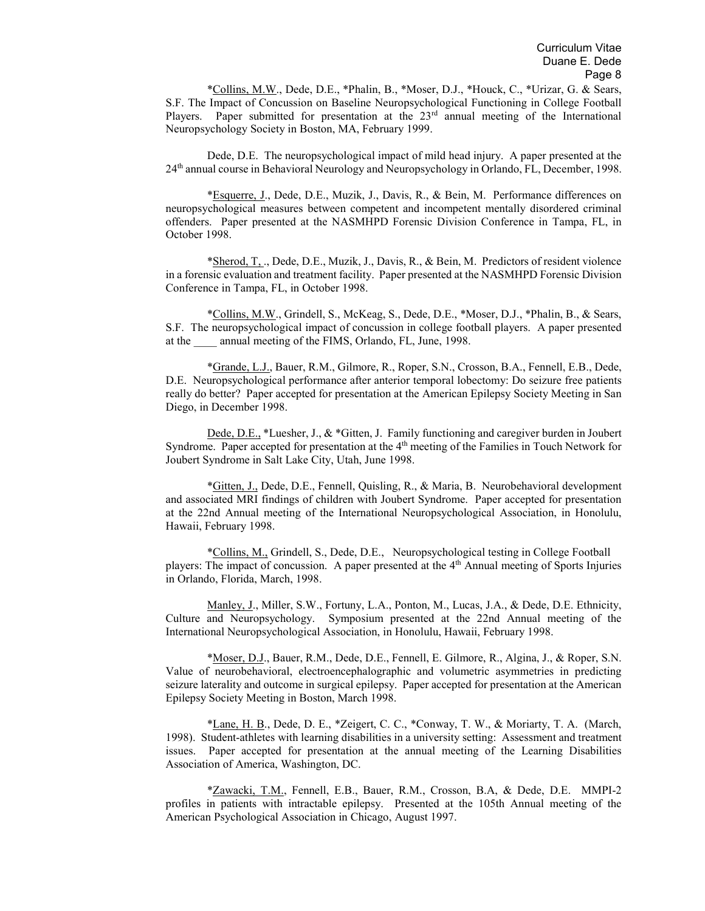*Collins, M.W., Dede, D.E., *Phalin, B., *Moser, D.J., *Houck, C., *Urizar, G. & Sears, S.F. The Impact of Concussion on Baseline Neuropsychological Functioning in College Football Players. Paper submitted for presentation at the 23rd annual meeting of the International Neuropsychology Society in Boston, MA, February 1999.

Dede, D.E. The neuropsychological impact of mild head injury. A paper presented at the 24th annual course in Behavioral Neurology and Neuropsychology in Orlando, FL, December, 1998.

*Esquerre, J., Dede, D.E., Muzik, J., Davis, R., & Bein, M. Performance differences on neuropsychological measures between competent and incompetent mentally disordered criminal offenders. Paper presented at the NASMHPD Forensic Division Conference in Tampa, FL, in October 1998.

*Sherod, T, ., Dede, D.E., Muzik, J., Davis, R., & Bein, M. Predictors of resident violence in a forensic evaluation and treatment facility. Paper presented at the NASMHPD Forensic Division Conference in Tampa, FL, in October 1998.

*Collins, M.W., Grindell, S., McKeag, S., Dede, D.E., *Moser, D.J., *Phalin, B., & Sears, S.F. The neuropsychological impact of concussion in college football players. A paper presented at the ____ annual meeting of the FIMS, Orlando, FL, June, 1998.

*Grande, L.J., Bauer, R.M., Gilmore, R., Roper, S.N., Crosson, B.A., Fennell, E.B., Dede, D.E. Neuropsychological performance after anterior temporal lobectomy: Do seizure free patients really do better? Paper accepted for presentation at the American Epilepsy Society Meeting in San Diego, in December 1998.

Dede, D.E., *Luesher, J., & *Gitten, J. Family functioning and caregiver burden in Joubert Syndrome. Paper accepted for presentation at the 4th meeting of the Families in Touch Network for Joubert Syndrome in Salt Lake City, Utah, June 1998.

*Gitten, J., Dede, D.E., Fennell, Quisling, R., & Maria, B. Neurobehavioral development and associated MRI findings of children with Joubert Syndrome. Paper accepted for presentation at the 22nd Annual meeting of the International Neuropsychological Association, in Honolulu, Hawaii, February 1998.

*Collins, M., Grindell, S., Dede, D.E., Neuropsychological testing in College Football players: The impact of concussion. A paper presented at the 4th Annual meeting of Sports Injuries in Orlando, Florida, March, 1998.

Manley, J., Miller, S.W., Fortuny, L.A., Ponton, M., Lucas, J.A., & Dede, D.E. Ethnicity, Culture and Neuropsychology. Symposium presented at the 22nd Annual meeting of the International Neuropsychological Association, in Honolulu, Hawaii, February 1998.

*Moser, D.J., Bauer, R.M., Dede, D.E., Fennell, E. Gilmore, R., Algina, J., & Roper, S.N. Value of neurobehavioral, electroencephalographic and volumetric asymmetries in predicting seizure laterality and outcome in surgical epilepsy. Paper accepted for presentation at the American Epilepsy Society Meeting in Boston, March 1998.

*Lane, H. B., Dede, D. E., *Zeigert, C. C., *Conway, T. W., & Moriarty, T. A. (March, 1998). Student-athletes with learning disabilities in a university setting: Assessment and treatment issues. Paper accepted for presentation at the annual meeting of the Learning Disabilities Association of America, Washington, DC.

*Zawacki, T.M., Fennell, E.B., Bauer, R.M., Crosson, B.A, & Dede, D.E. MMPI-2 profiles in patients with intractable epilepsy. Presented at the 105th Annual meeting of the American Psychological Association in Chicago, August 1997.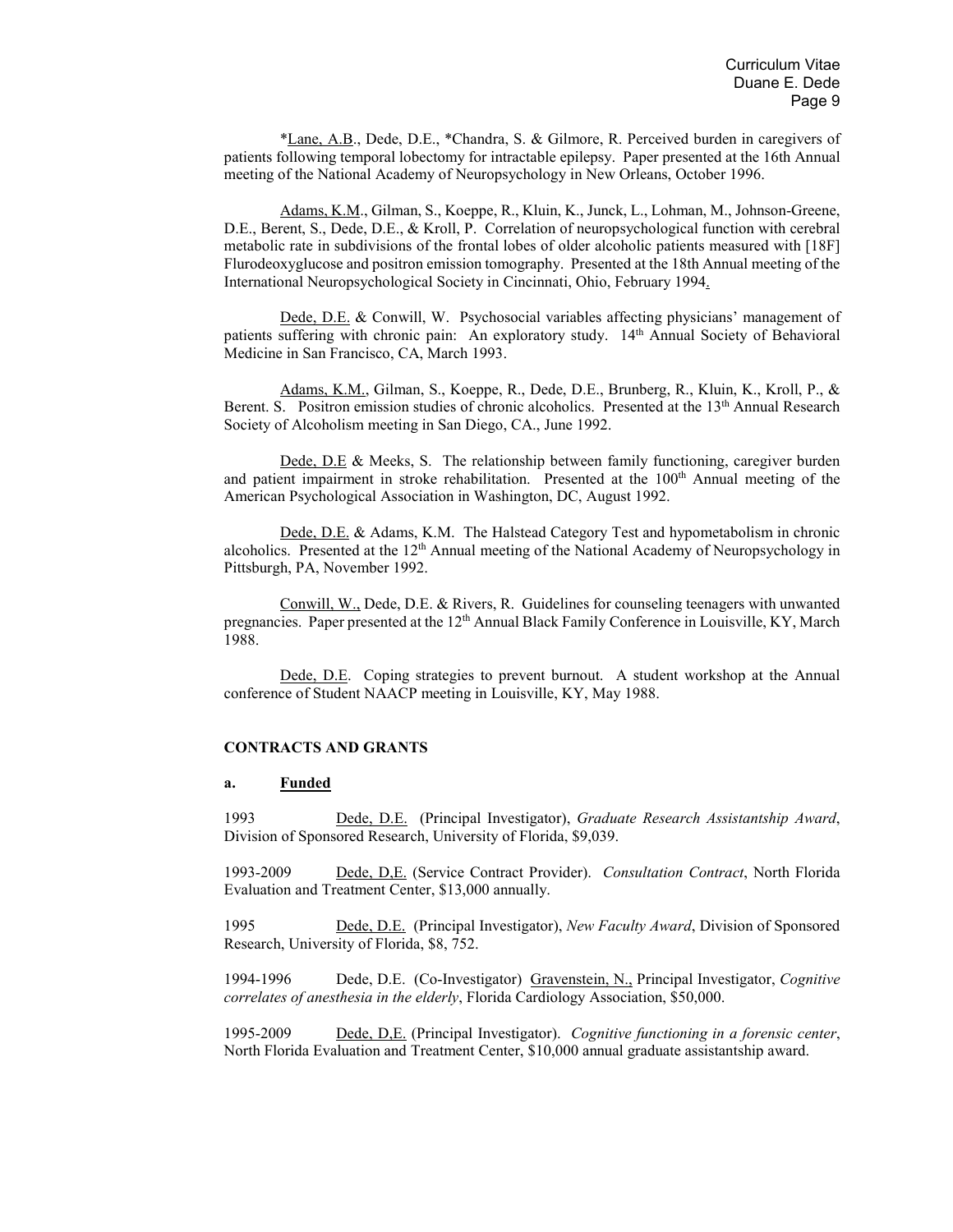*Lane, A.B., Dede, D.E., *Chandra, S. & Gilmore, R. Perceived burden in caregivers of patients following temporal lobectomy for intractable epilepsy. Paper presented at the 16th Annual meeting of the National Academy of Neuropsychology in New Orleans, October 1996.

Adams, K.M., Gilman, S., Koeppe, R., Kluin, K., Junck, L., Lohman, M., Johnson-Greene, D.E., Berent, S., Dede, D.E., & Kroll, P. Correlation of neuropsychological function with cerebral metabolic rate in subdivisions of the frontal lobes of older alcoholic patients measured with [18F] Flurodeoxyglucose and positron emission tomography. Presented at the 18th Annual meeting of the International Neuropsychological Society in Cincinnati, Ohio, February 1994.

Dede, D.E. & Conwill, W. Psychosocial variables affecting physicians' management of patients suffering with chronic pain: An exploratory study. 14th Annual Society of Behavioral Medicine in San Francisco, CA, March 1993.

Adams, K.M., Gilman, S., Koeppe, R., Dede, D.E., Brunberg, R., Kluin, K., Kroll, P., & Berent. S. Positron emission studies of chronic alcoholics. Presented at the 13th Annual Research Society of Alcoholism meeting in San Diego, CA., June 1992.

Dede, D.E & Meeks, S. The relationship between family functioning, caregiver burden and patient impairment in stroke rehabilitation. Presented at the 100th Annual meeting of the American Psychological Association in Washington, DC, August 1992.

Dede, D.E. & Adams, K.M. The Halstead Category Test and hypometabolism in chronic alcoholics. Presented at the 12th Annual meeting of the National Academy of Neuropsychology in Pittsburgh, PA, November 1992.

Conwill, W., Dede, D.E. & Rivers, R. Guidelines for counseling teenagers with unwanted pregnancies. Paper presented at the 12th Annual Black Family Conference in Louisville, KY, March 1988.

Dede, D.E. Coping strategies to prevent burnout. A student workshop at the Annual conference of Student NAACP meeting in Louisville, KY, May 1988.

**CONTRACTS AND GRANTS**

**a. Funded**

1993 Dede, D.E. (Principal Investigator), *Graduate Research Assistantship Award*, Division of Sponsored Research, University of Florida, $9,039.

1993-2009 Dede, D,E. (Service Contract Provider). *Consultation Contract*, North Florida Evaluation and Treatment Center, $13,000 annually.

1995 Dede, D.E. (Principal Investigator), *New Faculty Award*, Division of Sponsored Research, University of Florida, $8, 752.

1994-1996 Dede, D.E. (Co-Investigator) Gravenstein, N., Principal Investigator, *Cognitive correlates of anesthesia in the elderly*, Florida Cardiology Association, $50,000.

1995-2009 Dede, D,E. (Principal Investigator). *Cognitive functioning in a forensic center*, North Florida Evaluation and Treatment Center, $10,000 annual graduate assistantship award.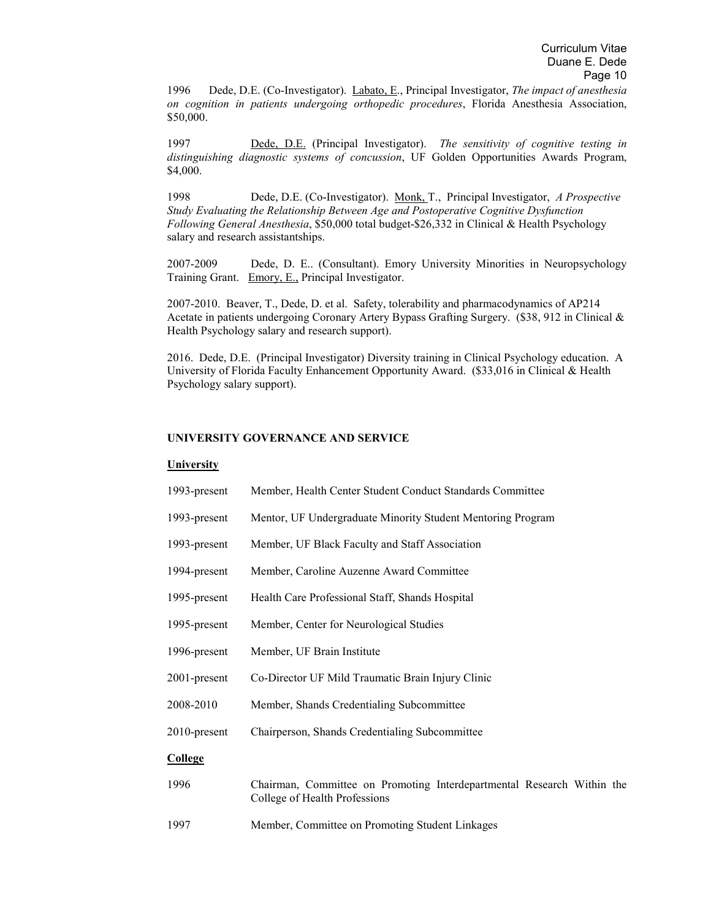1996 Dede, D.E. (Co-Investigator). Labato, E., Principal Investigator, *The impact of anesthesia on cognition in patients undergoing orthopedic procedures*, Florida Anesthesia Association, $50,000.

1997 Dede, D.E. (Principal Investigator). *The sensitivity of cognitive testing in distinguishing diagnostic systems of concussion*, UF Golden Opportunities Awards Program, $4,000.

1998 Dede, D.E. (Co-Investigator). Monk, T., Principal Investigator, *A Prospective Study Evaluating the Relationship Between Age and Postoperative Cognitive Dysfunction Following General Anesthesia*, $50,000 total budget-$26,332 in Clinical & Health Psychology salary and research assistantships.

2007-2009 Dede, D. E.. (Consultant). Emory University Minorities in Neuropsychology Training Grant. Emory, E., Principal Investigator.

2007-2010. Beaver, T., Dede, D. et al. Safety, tolerability and pharmacodynamics of AP214 Acetate in patients undergoing Coronary Artery Bypass Grafting Surgery. ($38, 912 in Clinical & Health Psychology salary and research support).

2016. Dede, D.E. (Principal Investigator) Diversity training in Clinical Psychology education. A University of Florida Faculty Enhancement Opportunity Award. ($33,016 in Clinical & Health Psychology salary support).

## UNIVERSITY GOVERNANCE AND SERVICE

### University

| | |
|---|---|
| 1993-present | Member, Health Center Student Conduct Standards Committee |
| 1993-present | Mentor, UF Undergraduate Minority Student Mentoring Program |
| 1993-present | Member, UF Black Faculty and Staff Association |
| 1994-present | Member, Caroline Auzenne Award Committee |
| 1995-present | Health Care Professional Staff, Shands Hospital |
| 1995-present | Member, Center for Neurological Studies |
| 1996-present | Member, UF Brain Institute |
| 2001-present | Co-Director UF Mild Traumatic Brain Injury Clinic |
| 2008-2010 | Member, Shands Credentialing Subcommittee |
| 2010-present | Chairperson, Shands Credentialing Subcommittee |

### College

| | |
|---|---|
| 1996 | Chairman, Committee on Promoting Interdepartmental Research Within the College of Health Professions |
| 1997 | Member, Committee on Promoting Student Linkages |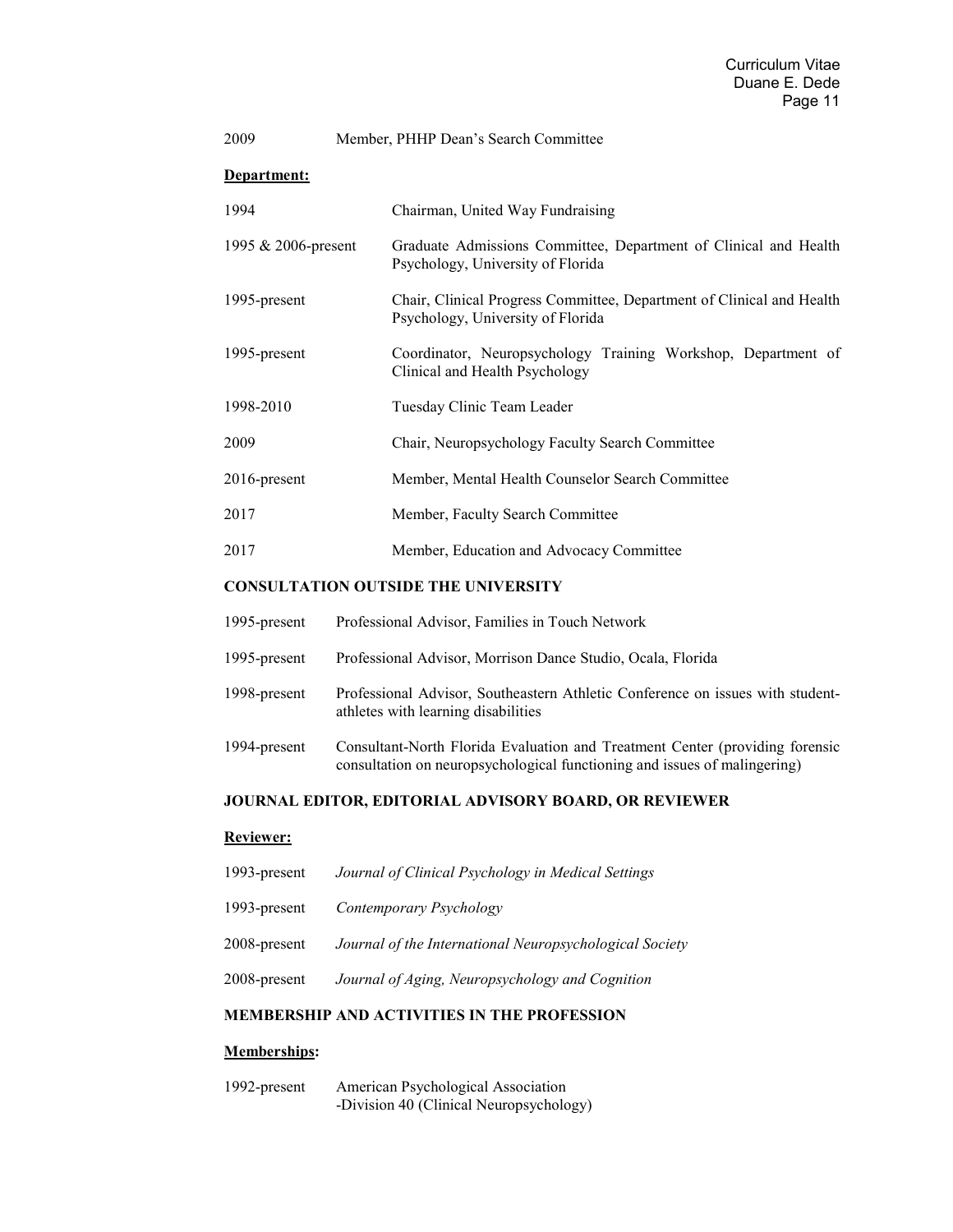2009 Member, PHHP Dean's Search Committee

**Department:**

1994 Chairman, United Way Fundraising

1995 & 2006-present Graduate Admissions Committee, Department of Clinical and Health Psychology, University of Florida

1995-present Chair, Clinical Progress Committee, Department of Clinical and Health Psychology, University of Florida

1995-present Coordinator, Neuropsychology Training Workshop, Department of Clinical and Health Psychology

1998-2010 Tuesday Clinic Team Leader

2009 Chair, Neuropsychology Faculty Search Committee

2016-present Member, Mental Health Counselor Search Committee

2017 Member, Faculty Search Committee

2017 Member, Education and Advocacy Committee

## CONSULTATION OUTSIDE THE UNIVERSITY

1995-present Professional Advisor, Families in Touch Network

1995-present Professional Advisor, Morrison Dance Studio, Ocala, Florida

1998-present Professional Advisor, Southeastern Athletic Conference on issues with student-athletes with learning disabilities

1994-present Consultant-North Florida Evaluation and Treatment Center (providing forensic consultation on neuropsychological functioning and issues of malingering)

## JOURNAL EDITOR, EDITORIAL ADVISORY BOARD, OR REVIEWER

**Reviewer:**

1993-present *Journal of Clinical Psychology in Medical Settings*

1993-present *Contemporary Psychology*

2008-present *Journal of the International Neuropsychological Society*

2008-present *Journal of Aging, Neuropsychology and Cognition*

## MEMBERSHIP AND ACTIVITIES IN THE PROFESSION

**Memberships:**

1992-present American Psychological Association
-Division 40 (Clinical Neuropsychology)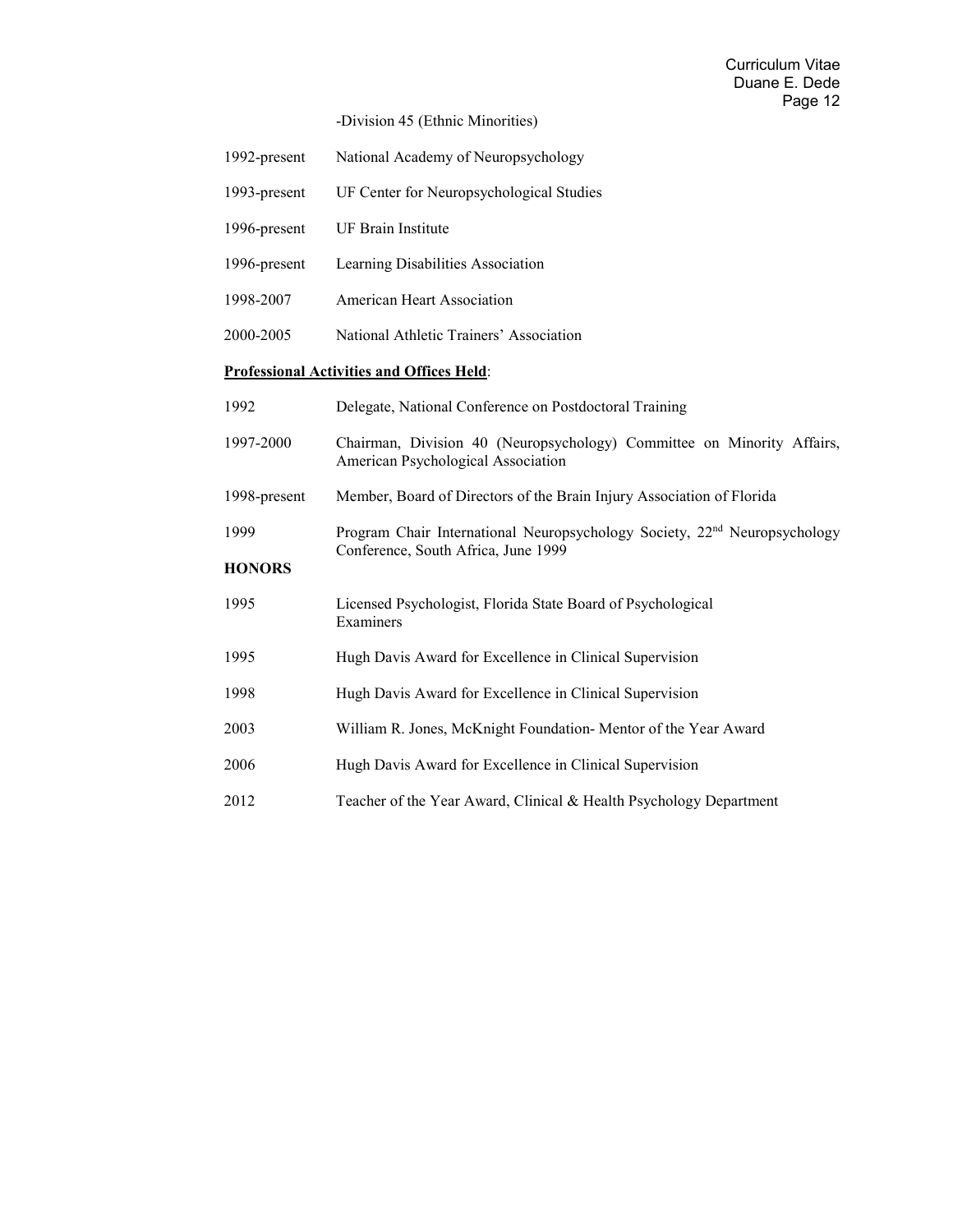-Division 45 (Ethnic Minorities)

| | |
|---|---|
| 1992-present | National Academy of Neuropsychology |
| 1993-present | UF Center for Neuropsychological Studies |
| 1996-present | UF Brain Institute |
| 1996-present | Learning Disabilities Association |
| 1998-2007 | American Heart Association |
| 2000-2005 | National Athletic Trainers' Association |

**Professional Activities and Offices Held**:

| | |
|---|---|
| 1992 | Delegate, National Conference on Postdoctoral Training |
| 1997-2000 | Chairman, Division 40 (Neuropsychology) Committee on Minority Affairs, American Psychological Association |
| 1998-present | Member, Board of Directors of the Brain Injury Association of Florida |
| 1999 | Program Chair International Neuropsychology Society, 22nd Neuropsychology Conference, South Africa, June 1999 |

**HONORS**

| | |
|---|---|
| 1995 | Licensed Psychologist, Florida State Board of Psychological Examiners |
| 1995 | Hugh Davis Award for Excellence in Clinical Supervision |
| 1998 | Hugh Davis Award for Excellence in Clinical Supervision |
| 2003 | William R. Jones, McKnight Foundation- Mentor of the Year Award |
| 2006 | Hugh Davis Award for Excellence in Clinical Supervision |
| 2012 | Teacher of the Year Award, Clinical & Health Psychology Department |